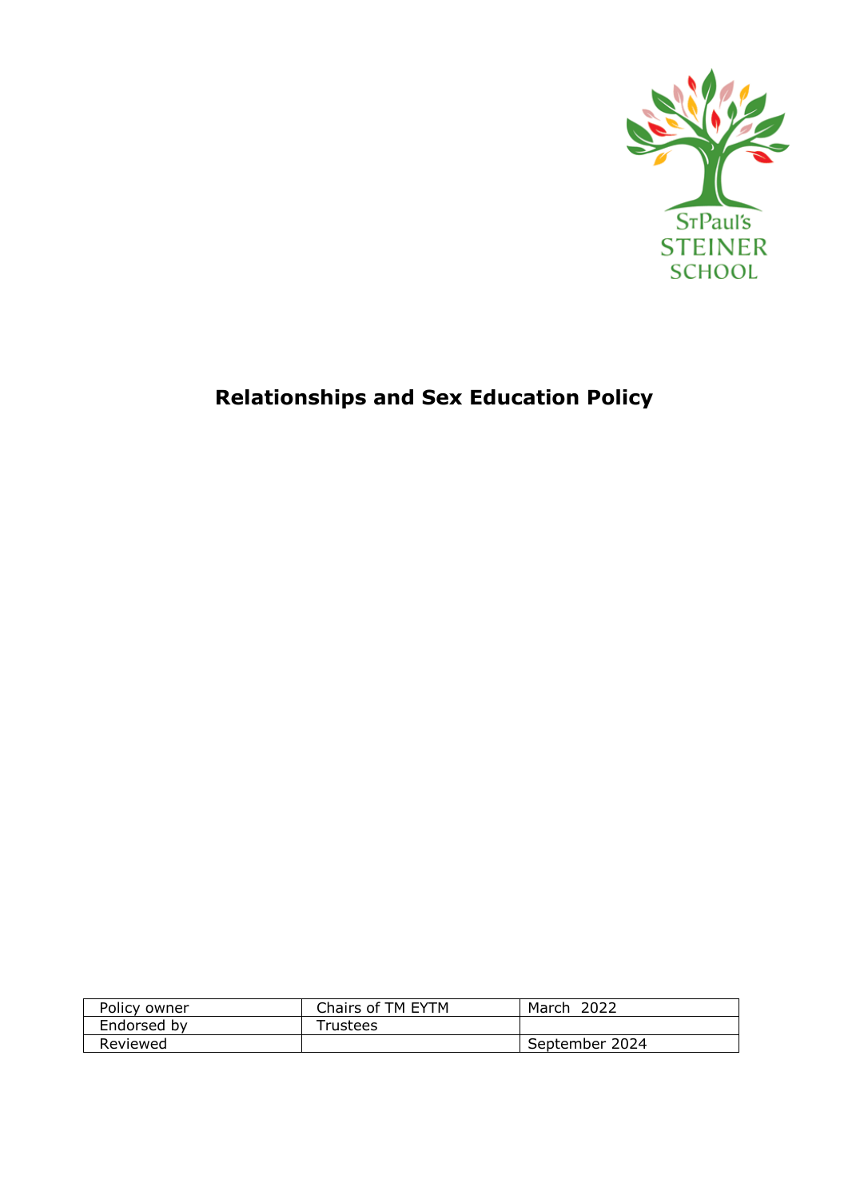St Paul's
STEINER
SCHOOL

# Relationships and Sex Education Policy

| Policy owner | Chairs of TM EYTM | March 2022 |
|---|---|---|
| Endorsed by | Trustees | |
| Reviewed | | September 2024 |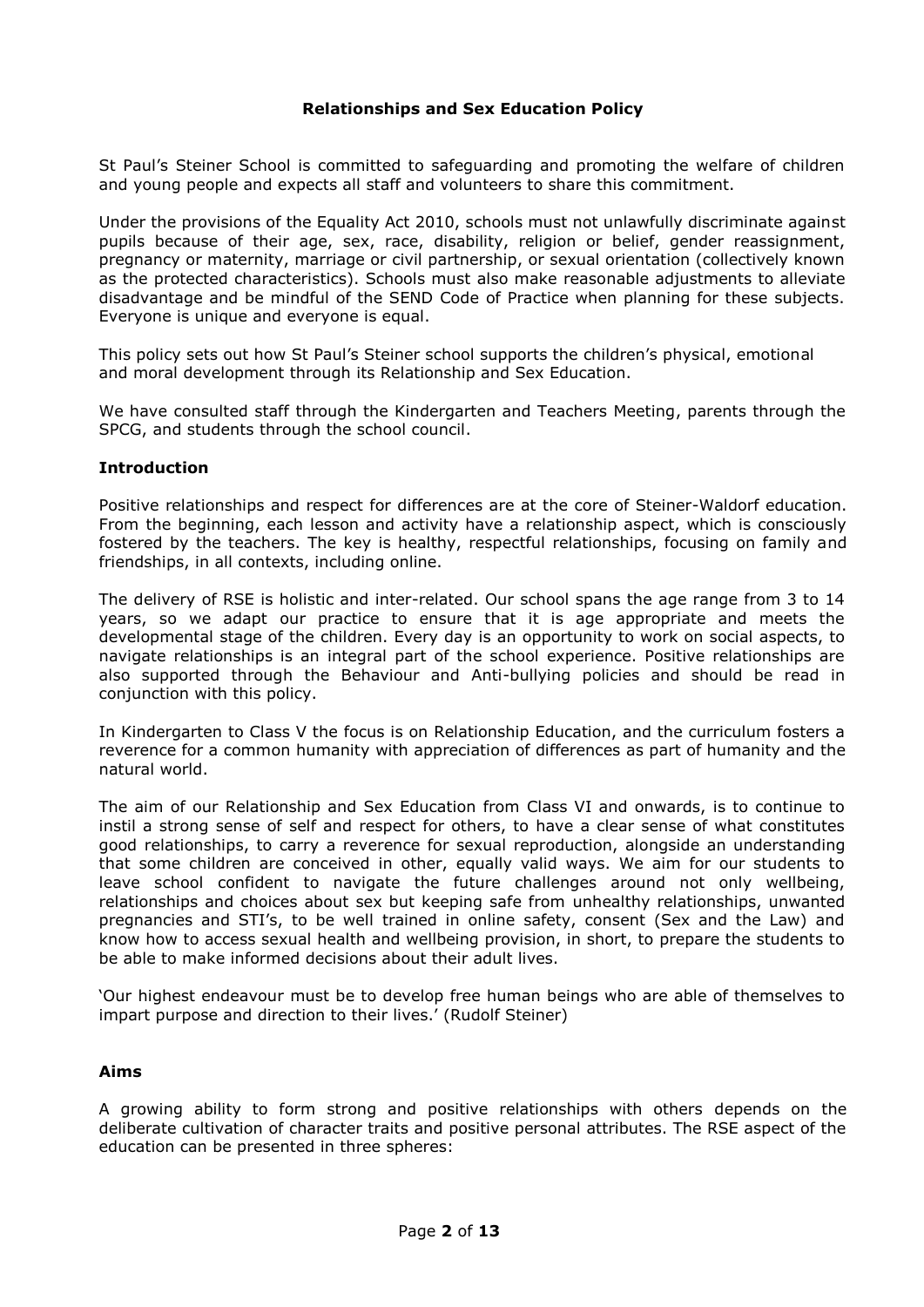# Relationships and Sex Education Policy

St Paul's Steiner School is committed to safeguarding and promoting the welfare of children and young people and expects all staff and volunteers to share this commitment.

Under the provisions of the Equality Act 2010, schools must not unlawfully discriminate against pupils because of their age, sex, race, disability, religion or belief, gender reassignment, pregnancy or maternity, marriage or civil partnership, or sexual orientation (collectively known as the protected characteristics). Schools must also make reasonable adjustments to alleviate disadvantage and be mindful of the SEND Code of Practice when planning for these subjects. Everyone is unique and everyone is equal.

This policy sets out how St Paul's Steiner school supports the children's physical, emotional and moral development through its Relationship and Sex Education.

We have consulted staff through the Kindergarten and Teachers Meeting, parents through the SPCG, and students through the school council.

## Introduction

Positive relationships and respect for differences are at the core of Steiner-Waldorf education. From the beginning, each lesson and activity have a relationship aspect, which is consciously fostered by the teachers. The key is healthy, respectful relationships, focusing on family and friendships, in all contexts, including online.

The delivery of RSE is holistic and inter-related. Our school spans the age range from 3 to 14 years, so we adapt our practice to ensure that it is age appropriate and meets the developmental stage of the children. Every day is an opportunity to work on social aspects, to navigate relationships is an integral part of the school experience. Positive relationships are also supported through the Behaviour and Anti-bullying policies and should be read in conjunction with this policy.

In Kindergarten to Class V the focus is on Relationship Education, and the curriculum fosters a reverence for a common humanity with appreciation of differences as part of humanity and the natural world.

The aim of our Relationship and Sex Education from Class VI and onwards, is to continue to instil a strong sense of self and respect for others, to have a clear sense of what constitutes good relationships, to carry a reverence for sexual reproduction, alongside an understanding that some children are conceived in other, equally valid ways. We aim for our students to leave school confident to navigate the future challenges around not only wellbeing, relationships and choices about sex but keeping safe from unhealthy relationships, unwanted pregnancies and STI's, to be well trained in online safety, consent (Sex and the Law) and know how to access sexual health and wellbeing provision, in short, to prepare the students to be able to make informed decisions about their adult lives.

'Our highest endeavour must be to develop free human beings who are able of themselves to impart purpose and direction to their lives.' (Rudolf Steiner)

## Aims

A growing ability to form strong and positive relationships with others depends on the deliberate cultivation of character traits and positive personal attributes. The RSE aspect of the education can be presented in three spheres: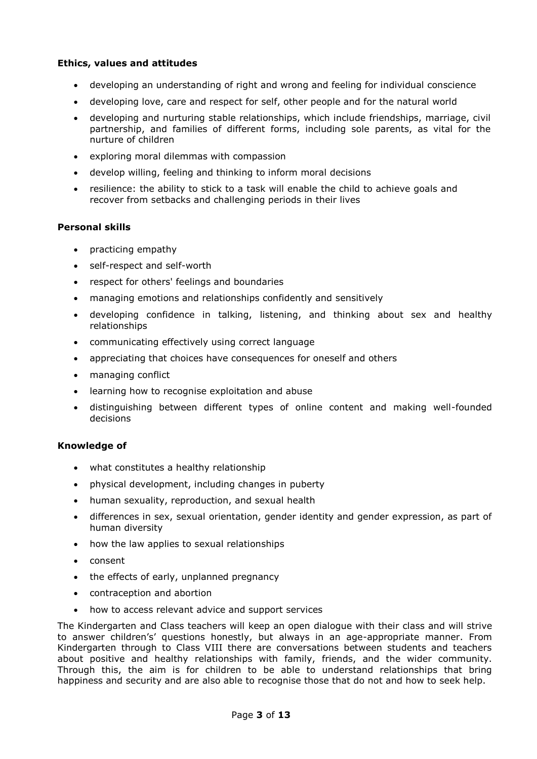**Ethics, values and attitudes**

- developing an understanding of right and wrong and feeling for individual conscience
- developing love, care and respect for self, other people and for the natural world
- developing and nurturing stable relationships, which include friendships, marriage, civil partnership, and families of different forms, including sole parents, as vital for the nurture of children
- exploring moral dilemmas with compassion
- develop willing, feeling and thinking to inform moral decisions
- resilience: the ability to stick to a task will enable the child to achieve goals and recover from setbacks and challenging periods in their lives

**Personal skills**

- practicing empathy
- self-respect and self-worth
- respect for others' feelings and boundaries
- managing emotions and relationships confidently and sensitively
- developing confidence in talking, listening, and thinking about sex and healthy relationships
- communicating effectively using correct language
- appreciating that choices have consequences for oneself and others
- managing conflict
- learning how to recognise exploitation and abuse
- distinguishing between different types of online content and making well-founded decisions

**Knowledge of**

- what constitutes a healthy relationship
- physical development, including changes in puberty
- human sexuality, reproduction, and sexual health
- differences in sex, sexual orientation, gender identity and gender expression, as part of human diversity
- how the law applies to sexual relationships
- consent
- the effects of early, unplanned pregnancy
- contraception and abortion
- how to access relevant advice and support services

The Kindergarten and Class teachers will keep an open dialogue with their class and will strive to answer children's' questions honestly, but always in an age-appropriate manner. From Kindergarten through to Class VIII there are conversations between students and teachers about positive and healthy relationships with family, friends, and the wider community. Through this, the aim is for children to be able to understand relationships that bring happiness and security and are also able to recognise those that do not and how to seek help.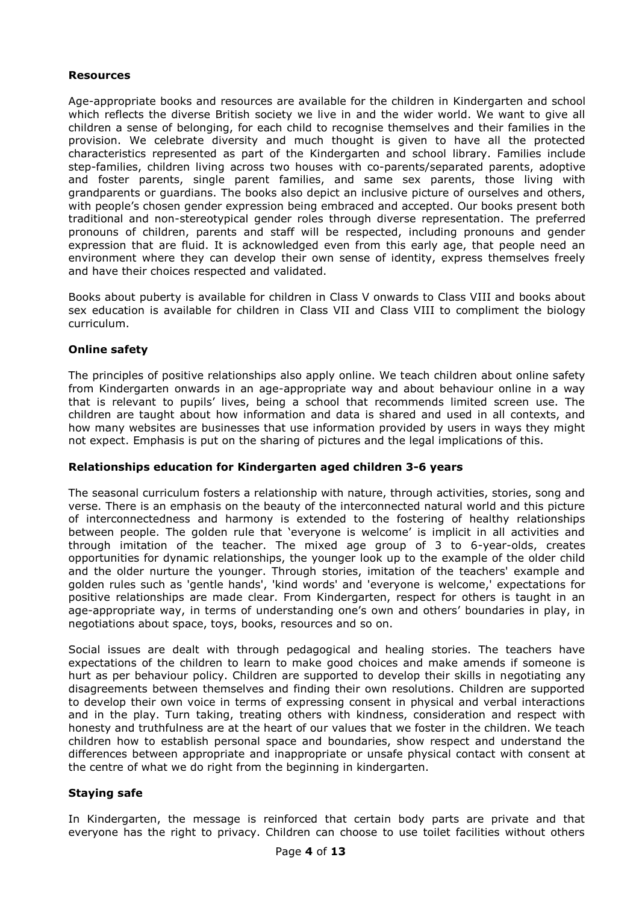**Resources**

Age-appropriate books and resources are available for the children in Kindergarten and school which reflects the diverse British society we live in and the wider world. We want to give all children a sense of belonging, for each child to recognise themselves and their families in the provision. We celebrate diversity and much thought is given to have all the protected characteristics represented as part of the Kindergarten and school library. Families include step-families, children living across two houses with co-parents/separated parents, adoptive and foster parents, single parent families, and same sex parents, those living with grandparents or guardians. The books also depict an inclusive picture of ourselves and others, with people's chosen gender expression being embraced and accepted. Our books present both traditional and non-stereotypical gender roles through diverse representation. The preferred pronouns of children, parents and staff will be respected, including pronouns and gender expression that are fluid. It is acknowledged even from this early age, that people need an environment where they can develop their own sense of identity, express themselves freely and have their choices respected and validated.

Books about puberty is available for children in Class V onwards to Class VIII and books about sex education is available for children in Class VII and Class VIII to compliment the biology curriculum.

**Online safety**

The principles of positive relationships also apply online. We teach children about online safety from Kindergarten onwards in an age-appropriate way and about behaviour online in a way that is relevant to pupils' lives, being a school that recommends limited screen use. The children are taught about how information and data is shared and used in all contexts, and how many websites are businesses that use information provided by users in ways they might not expect. Emphasis is put on the sharing of pictures and the legal implications of this.

**Relationships education for Kindergarten aged children 3-6 years**

The seasonal curriculum fosters a relationship with nature, through activities, stories, song and verse. There is an emphasis on the beauty of the interconnected natural world and this picture of interconnectedness and harmony is extended to the fostering of healthy relationships between people. The golden rule that 'everyone is welcome' is implicit in all activities and through imitation of the teacher. The mixed age group of 3 to 6-year-olds, creates opportunities for dynamic relationships, the younger look up to the example of the older child and the older nurture the younger. Through stories, imitation of the teachers' example and golden rules such as 'gentle hands', 'kind words' and 'everyone is welcome,' expectations for positive relationships are made clear. From Kindergarten, respect for others is taught in an age-appropriate way, in terms of understanding one's own and others' boundaries in play, in negotiations about space, toys, books, resources and so on.

Social issues are dealt with through pedagogical and healing stories. The teachers have expectations of the children to learn to make good choices and make amends if someone is hurt as per behaviour policy. Children are supported to develop their skills in negotiating any disagreements between themselves and finding their own resolutions. Children are supported to develop their own voice in terms of expressing consent in physical and verbal interactions and in the play. Turn taking, treating others with kindness, consideration and respect with honesty and truthfulness are at the heart of our values that we foster in the children. We teach children how to establish personal space and boundaries, show respect and understand the differences between appropriate and inappropriate or unsafe physical contact with consent at the centre of what we do right from the beginning in kindergarten.

**Staying safe**

In Kindergarten, the message is reinforced that certain body parts are private and that everyone has the right to privacy. Children can choose to use toilet facilities without others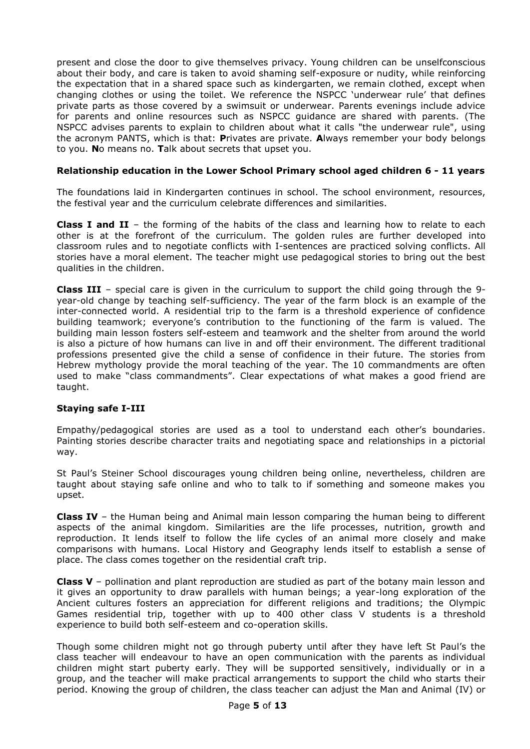present and close the door to give themselves privacy. Young children can be unselfconscious about their body, and care is taken to avoid shaming self-exposure or nudity, while reinforcing the expectation that in a shared space such as kindergarten, we remain clothed, except when changing clothes or using the toilet. We reference the NSPCC 'underwear rule' that defines private parts as those covered by a swimsuit or underwear. Parents evenings include advice for parents and online resources such as NSPCC guidance are shared with parents. (The NSPCC advises parents to explain to children about what it calls "the underwear rule", using the acronym PANTS, which is that: **P**rivates are private. **A**lways remember your body belongs to you. **N**o means no. **T**alk about secrets that upset you.

### Relationship education in the Lower School Primary school aged children 6 - 11 years

The foundations laid in Kindergarten continues in school. The school environment, resources, the festival year and the curriculum celebrate differences and similarities.

**Class I and II** – the forming of the habits of the class and learning how to relate to each other is at the forefront of the curriculum. The golden rules are further developed into classroom rules and to negotiate conflicts with I-sentences are practiced solving conflicts. All stories have a moral element. The teacher might use pedagogical stories to bring out the best qualities in the children.

**Class III** – special care is given in the curriculum to support the child going through the 9-year-old change by teaching self-sufficiency. The year of the farm block is an example of the inter-connected world. A residential trip to the farm is a threshold experience of confidence building teamwork; everyone's contribution to the functioning of the farm is valued. The building main lesson fosters self-esteem and teamwork and the shelter from around the world is also a picture of how humans can live in and off their environment. The different traditional professions presented give the child a sense of confidence in their future. The stories from Hebrew mythology provide the moral teaching of the year. The 10 commandments are often used to make "class commandments". Clear expectations of what makes a good friend are taught.

### Staying safe I-III

Empathy/pedagogical stories are used as a tool to understand each other's boundaries. Painting stories describe character traits and negotiating space and relationships in a pictorial way.

St Paul's Steiner School discourages young children being online, nevertheless, children are taught about staying safe online and who to talk to if something and someone makes you upset.

**Class IV** – the Human being and Animal main lesson comparing the human being to different aspects of the animal kingdom. Similarities are the life processes, nutrition, growth and reproduction. It lends itself to follow the life cycles of an animal more closely and make comparisons with humans. Local History and Geography lends itself to establish a sense of place. The class comes together on the residential craft trip.

**Class V** – pollination and plant reproduction are studied as part of the botany main lesson and it gives an opportunity to draw parallels with human beings; a year-long exploration of the Ancient cultures fosters an appreciation for different religions and traditions; the Olympic Games residential trip, together with up to 400 other class V students is a threshold experience to build both self-esteem and co-operation skills.

Though some children might not go through puberty until after they have left St Paul's the class teacher will endeavour to have an open communication with the parents as individual children might start puberty early. They will be supported sensitively, individually or in a group, and the teacher will make practical arrangements to support the child who starts their period. Knowing the group of children, the class teacher can adjust the Man and Animal (IV) or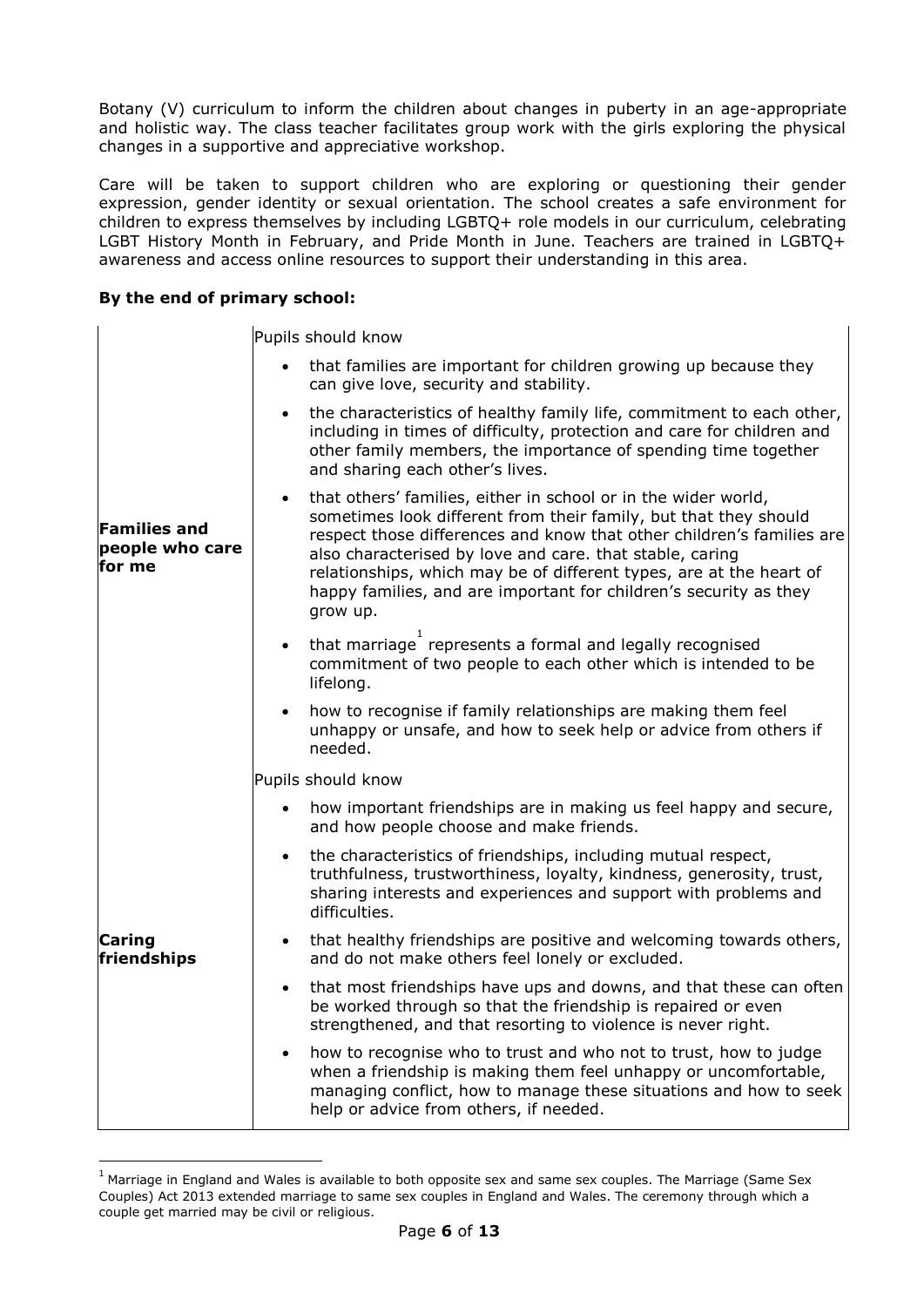Botany (V) curriculum to inform the children about changes in puberty in an age-appropriate and holistic way. The class teacher facilitates group work with the girls exploring the physical changes in a supportive and appreciative workshop.

Care will be taken to support children who are exploring or questioning their gender expression, gender identity or sexual orientation. The school creates a safe environment for children to express themselves by including LGBTQ+ role models in our curriculum, celebrating LGBT History Month in February, and Pride Month in June. Teachers are trained in LGBTQ+ awareness and access online resources to support their understanding in this area.

**By the end of primary school:**

| | |
|---|---|
| **Families and people who care for me** | Pupils should know<br>• that families are important for children growing up because they can give love, security and stability.<br>• the characteristics of healthy family life, commitment to each other, including in times of difficulty, protection and care for children and other family members, the importance of spending time together and sharing each other's lives.<br>• that others' families, either in school or in the wider world, sometimes look different from their family, but that they should respect those differences and know that other children's families are also characterised by love and care. that stable, caring relationships, which may be of different types, are at the heart of happy families, and are important for children's security as they grow up.<br>• that marriage[1] represents a formal and legally recognised commitment of two people to each other which is intended to be lifelong.<br>• how to recognise if family relationships are making them feel unhappy or unsafe, and how to seek help or advice from others if needed. |
| **Caring friendships** | Pupils should know<br>• how important friendships are in making us feel happy and secure, and how people choose and make friends.<br>• the characteristics of friendships, including mutual respect, truthfulness, trustworthiness, loyalty, kindness, generosity, trust, sharing interests and experiences and support with problems and difficulties.<br>• that healthy friendships are positive and welcoming towards others, and do not make others feel lonely or excluded.<br>• that most friendships have ups and downs, and that these can often be worked through so that the friendship is repaired or even strengthened, and that resorting to violence is never right.<br>• how to recognise who to trust and who not to trust, how to judge when a friendship is making them feel unhappy or uncomfortable, managing conflict, how to manage these situations and how to seek help or advice from others, if needed. |

[1] Marriage in England and Wales is available to both opposite sex and same sex couples. The Marriage (Same Sex Couples) Act 2013 extended marriage to same sex couples in England and Wales. The ceremony through which a couple get married may be civil or religious.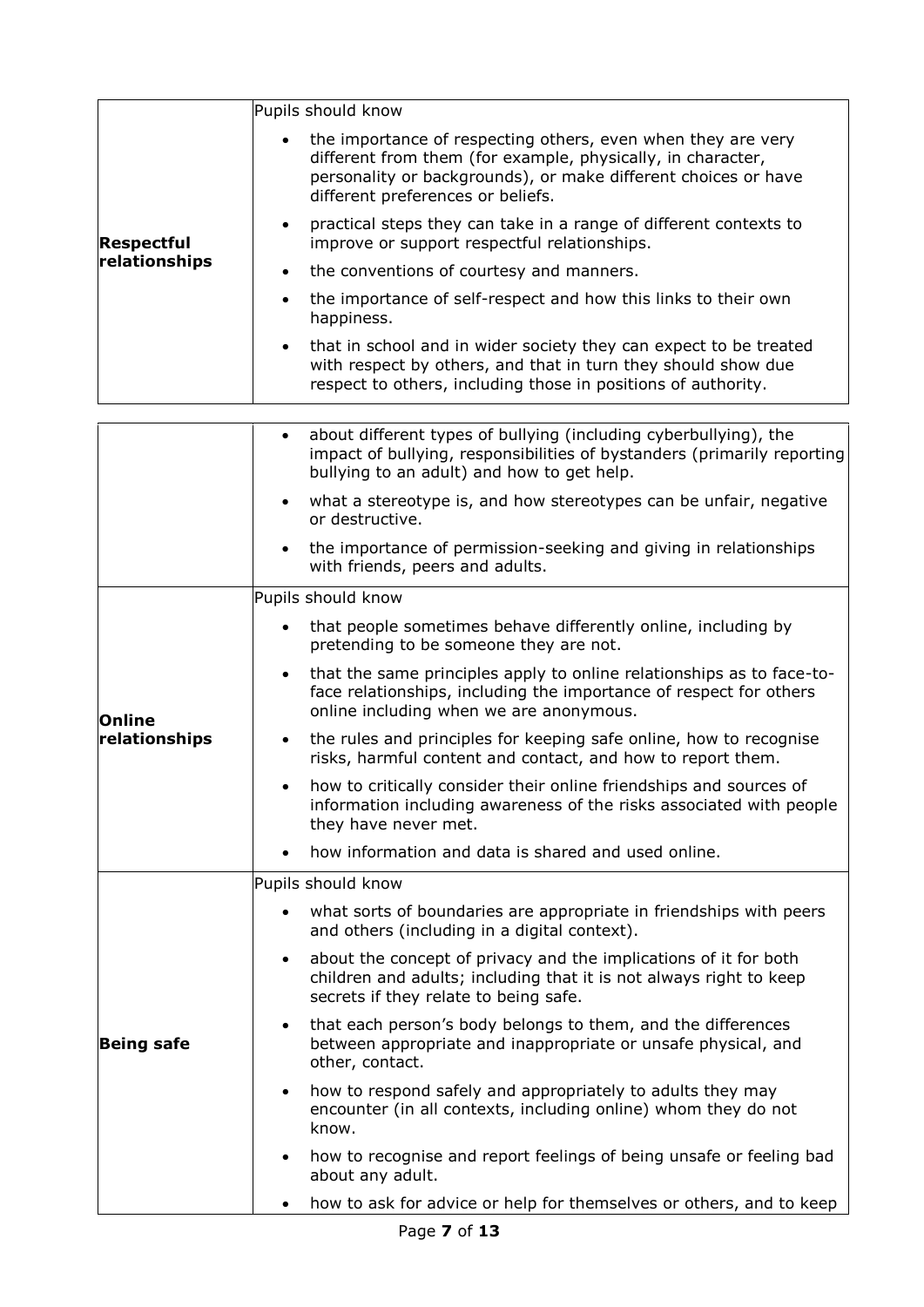| | |
|---|---|
| **Respectful relationships** | Pupils should know<br>• the importance of respecting others, even when they are very different from them (for example, physically, in character, personality or backgrounds), or make different choices or have different preferences or beliefs.<br>• practical steps they can take in a range of different contexts to improve or support respectful relationships.<br>• the conventions of courtesy and manners.<br>• the importance of self-respect and how this links to their own happiness.<br>• that in school and in wider society they can expect to be treated with respect by others, and that in turn they should show due respect to others, including those in positions of authority.<br>• about different types of bullying (including cyberbullying), the impact of bullying, responsibilities of bystanders (primarily reporting bullying to an adult) and how to get help.<br>• what a stereotype is, and how stereotypes can be unfair, negative or destructive.<br>• the importance of permission-seeking and giving in relationships with friends, peers and adults. |
| **Online relationships** | Pupils should know<br>• that people sometimes behave differently online, including by pretending to be someone they are not.<br>• that the same principles apply to online relationships as to face-to-face relationships, including the importance of respect for others online including when we are anonymous.<br>• the rules and principles for keeping safe online, how to recognise risks, harmful content and contact, and how to report them.<br>• how to critically consider their online friendships and sources of information including awareness of the risks associated with people they have never met.<br>• how information and data is shared and used online. |
| **Being safe** | Pupils should know<br>• what sorts of boundaries are appropriate in friendships with peers and others (including in a digital context).<br>• about the concept of privacy and the implications of it for both children and adults; including that it is not always right to keep secrets if they relate to being safe.<br>• that each person's body belongs to them, and the differences between appropriate and inappropriate or unsafe physical, and other, contact.<br>• how to respond safely and appropriately to adults they may encounter (in all contexts, including online) whom they do not know.<br>• how to recognise and report feelings of being unsafe or feeling bad about any adult.<br>• how to ask for advice or help for themselves or others, and to keep |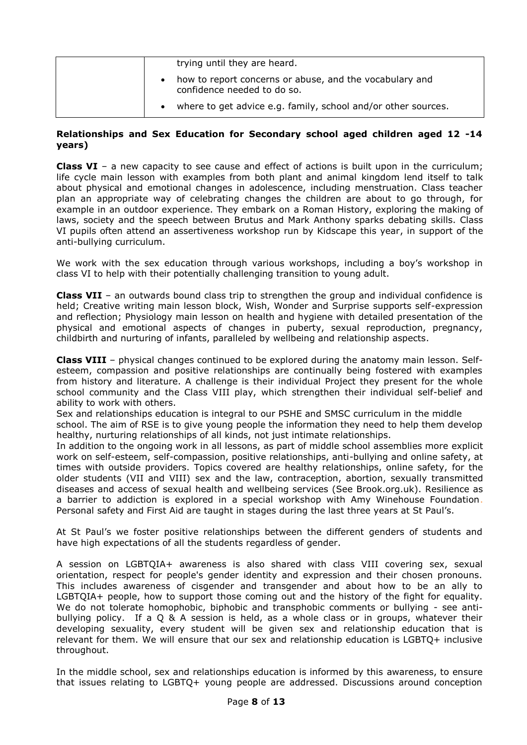| | trying until they are heard.<br>• how to report concerns or abuse, and the vocabulary and confidence needed to do so.<br>• where to get advice e.g. family, school and/or other sources. |
|---|---|

**Relationships and Sex Education for Secondary school aged children aged 12 -14 years)**

**Class VI** – a new capacity to see cause and effect of actions is built upon in the curriculum; life cycle main lesson with examples from both plant and animal kingdom lend itself to talk about physical and emotional changes in adolescence, including menstruation. Class teacher plan an appropriate way of celebrating changes the children are about to go through, for example in an outdoor experience. They embark on a Roman History, exploring the making of laws, society and the speech between Brutus and Mark Anthony sparks debating skills. Class VI pupils often attend an assertiveness workshop run by Kidscape this year, in support of the anti-bullying curriculum.

We work with the sex education through various workshops, including a boy's workshop in class VI to help with their potentially challenging transition to young adult.

**Class VII** – an outwards bound class trip to strengthen the group and individual confidence is held; Creative writing main lesson block, Wish, Wonder and Surprise supports self-expression and reflection; Physiology main lesson on health and hygiene with detailed presentation of the physical and emotional aspects of changes in puberty, sexual reproduction, pregnancy, childbirth and nurturing of infants, paralleled by wellbeing and relationship aspects.

**Class VIII** – physical changes continued to be explored during the anatomy main lesson. Self-esteem, compassion and positive relationships are continually being fostered with examples from history and literature. A challenge is their individual Project they present for the whole school community and the Class VIII play, which strengthen their individual self-belief and ability to work with others.
Sex and relationships education is integral to our PSHE and SMSC curriculum in the middle school. The aim of RSE is to give young people the information they need to help them develop healthy, nurturing relationships of all kinds, not just intimate relationships.
In addition to the ongoing work in all lessons, as part of middle school assemblies more explicit work on self-esteem, self-compassion, positive relationships, anti-bullying and online safety, at times with outside providers. Topics covered are healthy relationships, online safety, for the older students (VII and VIII) sex and the law, contraception, abortion, sexually transmitted diseases and access of sexual health and wellbeing services (See Brook.org.uk). Resilience as a barrier to addiction is explored in a special workshop with Amy Winehouse Foundation. Personal safety and First Aid are taught in stages during the last three years at St Paul's.

At St Paul's we foster positive relationships between the different genders of students and have high expectations of all the students regardless of gender.

A session on LGBTQIA+ awareness is also shared with class VIII covering sex, sexual orientation, respect for people's gender identity and expression and their chosen pronouns. This includes awareness of cisgender and transgender and about how to be an ally to LGBTQIA+ people, how to support those coming out and the history of the fight for equality. We do not tolerate homophobic, biphobic and transphobic comments or bullying - see anti-bullying policy. If a Q & A session is held, as a whole class or in groups, whatever their developing sexuality, every student will be given sex and relationship education that is relevant for them. We will ensure that our sex and relationship education is LGBTQ+ inclusive throughout.

In the middle school, sex and relationships education is informed by this awareness, to ensure that issues relating to LGBTQ+ young people are addressed. Discussions around conception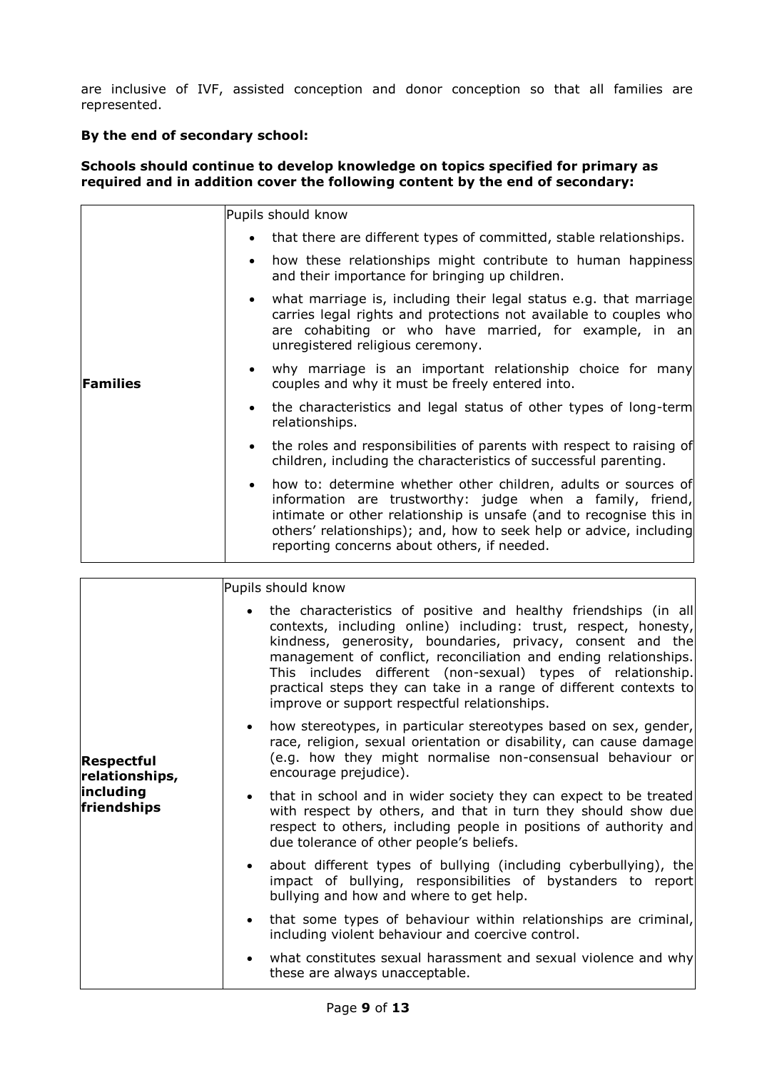are inclusive of IVF, assisted conception and donor conception so that all families are represented.

**By the end of secondary school:**

**Schools should continue to develop knowledge on topics specified for primary as required and in addition cover the following content by the end of secondary:**

| | |
|---|---|
| **Families** | Pupils should know<br>• that there are different types of committed, stable relationships.<br>• how these relationships might contribute to human happiness and their importance for bringing up children.<br>• what marriage is, including their legal status e.g. that marriage carries legal rights and protections not available to couples who are cohabiting or who have married, for example, in an unregistered religious ceremony.<br>• why marriage is an important relationship choice for many couples and why it must be freely entered into.<br>• the characteristics and legal status of other types of long-term relationships.<br>• the roles and responsibilities of parents with respect to raising of children, including the characteristics of successful parenting.<br>• how to: determine whether other children, adults or sources of information are trustworthy: judge when a family, friend, intimate or other relationship is unsafe (and to recognise this in others' relationships); and, how to seek help or advice, including reporting concerns about others, if needed. |

| | |
|---|---|
| **Respectful relationships, including friendships** | Pupils should know<br>• the characteristics of positive and healthy friendships (in all contexts, including online) including: trust, respect, honesty, kindness, generosity, boundaries, privacy, consent and the management of conflict, reconciliation and ending relationships. This includes different (non-sexual) types of relationship. practical steps they can take in a range of different contexts to improve or support respectful relationships.<br>• how stereotypes, in particular stereotypes based on sex, gender, race, religion, sexual orientation or disability, can cause damage (e.g. how they might normalise non-consensual behaviour or encourage prejudice).<br>• that in school and in wider society they can expect to be treated with respect by others, and that in turn they should show due respect to others, including people in positions of authority and due tolerance of other people's beliefs.<br>• about different types of bullying (including cyberbullying), the impact of bullying, responsibilities of bystanders to report bullying and how and where to get help.<br>• that some types of behaviour within relationships are criminal, including violent behaviour and coercive control.<br>• what constitutes sexual harassment and sexual violence and why these are always unacceptable. |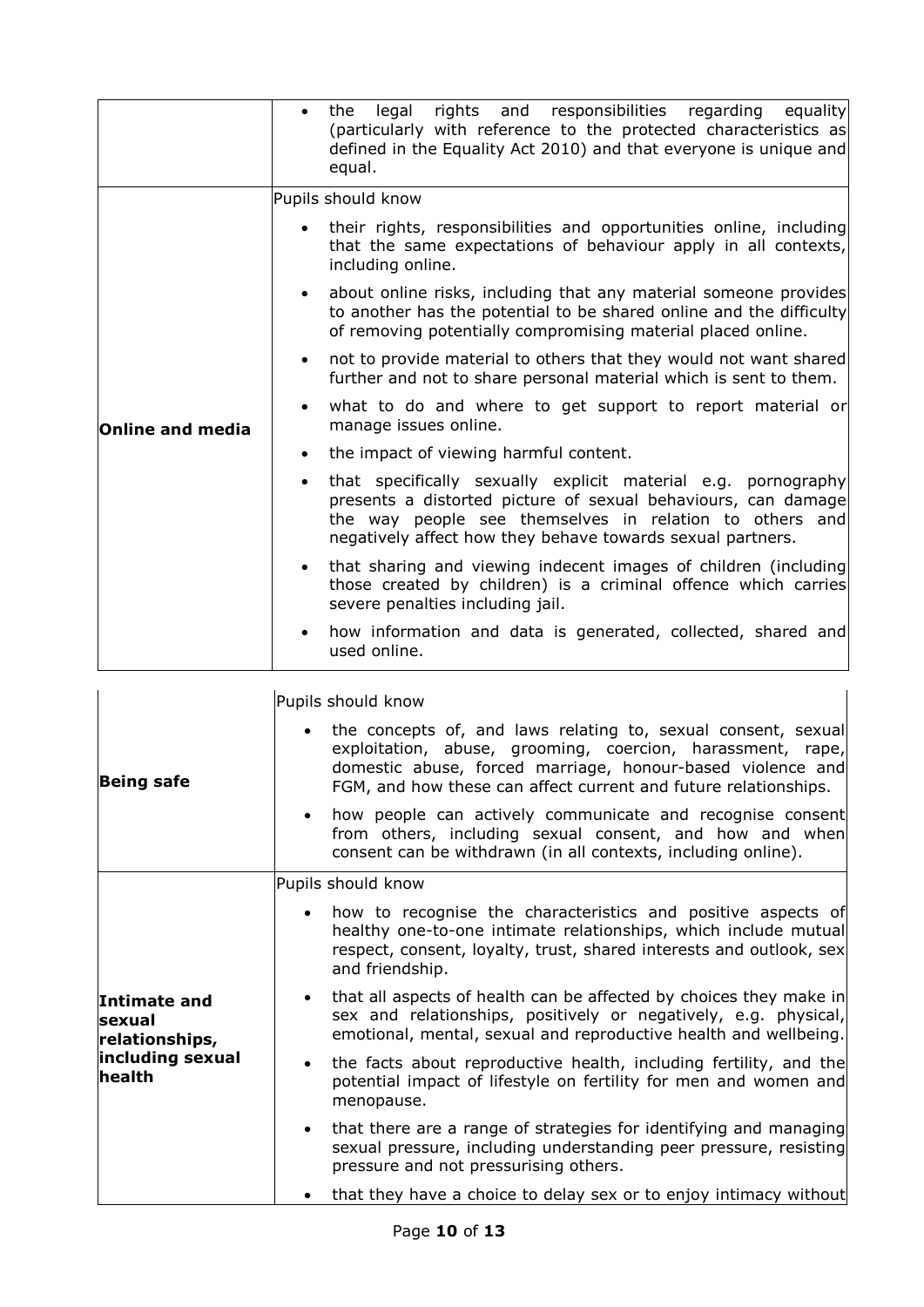| | |
|---|---|
| | • the legal rights and responsibilities regarding equality (particularly with reference to the protected characteristics as defined in the Equality Act 2010) and that everyone is unique and equal. |
| **Online and media** | Pupils should know<br>• their rights, responsibilities and opportunities online, including that the same expectations of behaviour apply in all contexts, including online.<br>• about online risks, including that any material someone provides to another has the potential to be shared online and the difficulty of removing potentially compromising material placed online.<br>• not to provide material to others that they would not want shared further and not to share personal material which is sent to them.<br>• what to do and where to get support to report material or manage issues online.<br>• the impact of viewing harmful content.<br>• that specifically sexually explicit material e.g. pornography presents a distorted picture of sexual behaviours, can damage the way people see themselves in relation to others and negatively affect how they behave towards sexual partners.<br>• that sharing and viewing indecent images of children (including those created by children) is a criminal offence which carries severe penalties including jail.<br>• how information and data is generated, collected, shared and used online. |

| | |
|---|---|
| **Being safe** | Pupils should know<br>• the concepts of, and laws relating to, sexual consent, sexual exploitation, abuse, grooming, coercion, harassment, rape, domestic abuse, forced marriage, honour-based violence and FGM, and how these can affect current and future relationships.<br>• how people can actively communicate and recognise consent from others, including sexual consent, and how and when consent can be withdrawn (in all contexts, including online). |
| **Intimate and sexual relationships, including sexual health** | Pupils should know<br>• how to recognise the characteristics and positive aspects of healthy one-to-one intimate relationships, which include mutual respect, consent, loyalty, trust, shared interests and outlook, sex and friendship.<br>• that all aspects of health can be affected by choices they make in sex and relationships, positively or negatively, e.g. physical, emotional, mental, sexual and reproductive health and wellbeing.<br>• the facts about reproductive health, including fertility, and the potential impact of lifestyle on fertility for men and women and menopause.<br>• that there are a range of strategies for identifying and managing sexual pressure, including understanding peer pressure, resisting pressure and not pressurising others.<br>• that they have a choice to delay sex or to enjoy intimacy without |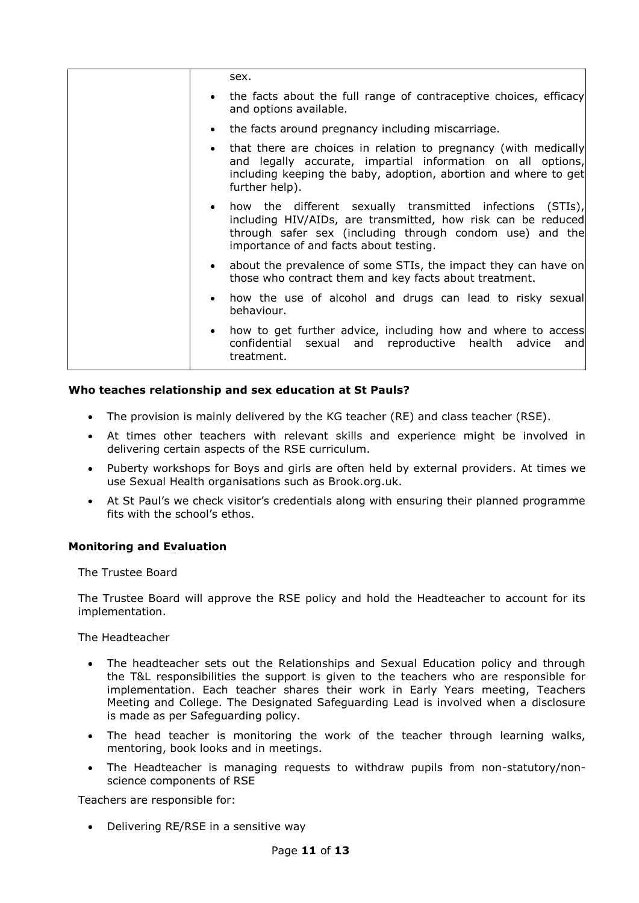| | sex.<br>• the facts about the full range of contraceptive choices, efficacy and options available.<br>• the facts around pregnancy including miscarriage.<br>• that there are choices in relation to pregnancy (with medically and legally accurate, impartial information on all options, including keeping the baby, adoption, abortion and where to get further help).<br>• how the different sexually transmitted infections (STIs), including HIV/AIDs, are transmitted, how risk can be reduced through safer sex (including through condom use) and the importance of and facts about testing.<br>• about the prevalence of some STIs, the impact they can have on those who contract them and key facts about treatment.<br>• how the use of alcohol and drugs can lead to risky sexual behaviour.<br>• how to get further advice, including how and where to access confidential sexual and reproductive health advice and treatment. |
|---|---|

**Who teaches relationship and sex education at St Pauls?**

- The provision is mainly delivered by the KG teacher (RE) and class teacher (RSE).
- At times other teachers with relevant skills and experience might be involved in delivering certain aspects of the RSE curriculum.
- Puberty workshops for Boys and girls are often held by external providers. At times we use Sexual Health organisations such as Brook.org.uk.
- At St Paul's we check visitor's credentials along with ensuring their planned programme fits with the school's ethos.

**Monitoring and Evaluation**

The Trustee Board

The Trustee Board will approve the RSE policy and hold the Headteacher to account for its implementation.

The Headteacher

- The headteacher sets out the Relationships and Sexual Education policy and through the T&L responsibilities the support is given to the teachers who are responsible for implementation. Each teacher shares their work in Early Years meeting, Teachers Meeting and College. The Designated Safeguarding Lead is involved when a disclosure is made as per Safeguarding policy.
- The head teacher is monitoring the work of the teacher through learning walks, mentoring, book looks and in meetings.
- The Headteacher is managing requests to withdraw pupils from non-statutory/non-science components of RSE

Teachers are responsible for:

- Delivering RE/RSE in a sensitive way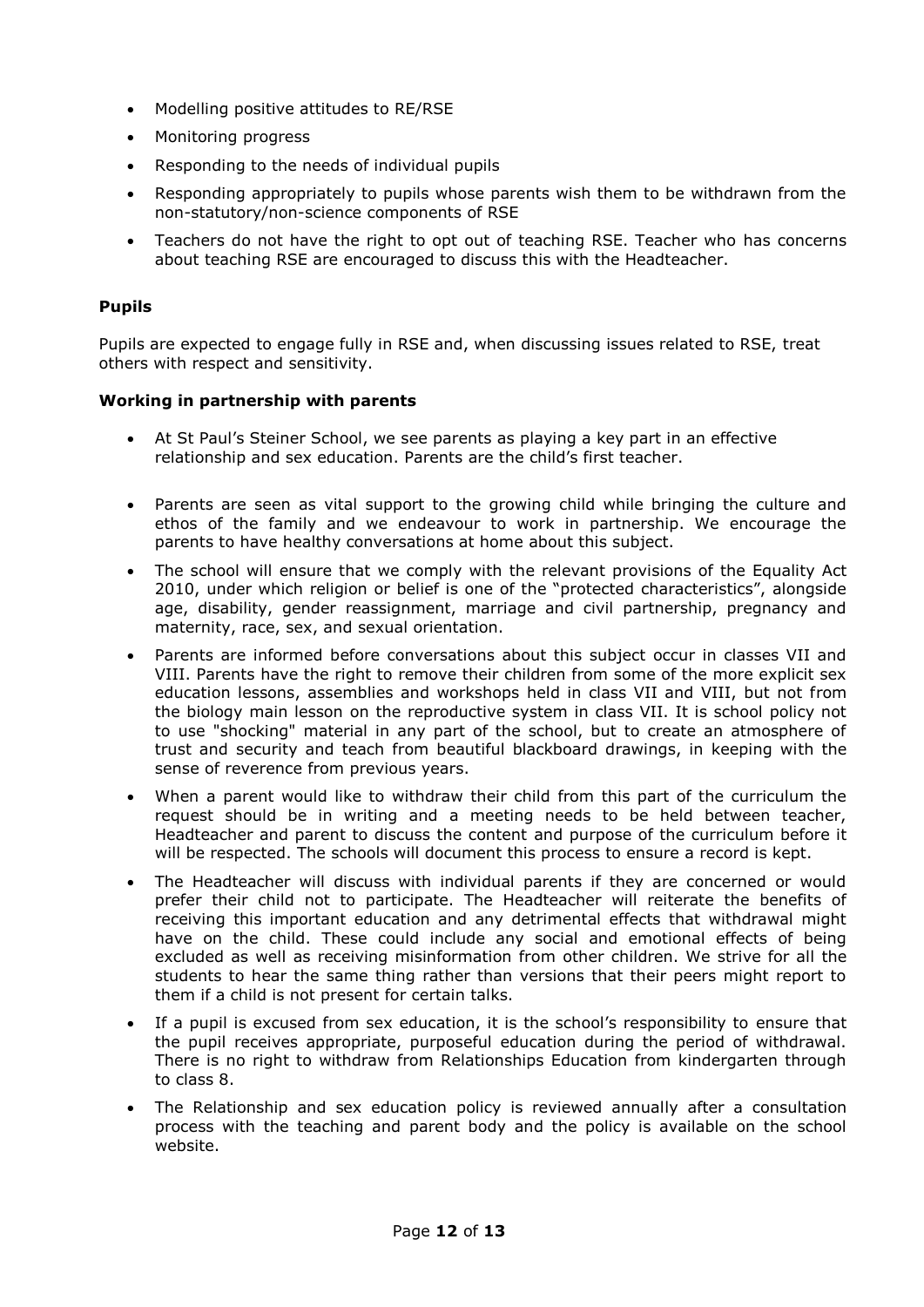- Modelling positive attitudes to RE/RSE
- Monitoring progress
- Responding to the needs of individual pupils
- Responding appropriately to pupils whose parents wish them to be withdrawn from the non-statutory/non-science components of RSE
- Teachers do not have the right to opt out of teaching RSE. Teacher who has concerns about teaching RSE are encouraged to discuss this with the Headteacher.

**Pupils**

Pupils are expected to engage fully in RSE and, when discussing issues related to RSE, treat others with respect and sensitivity.

**Working in partnership with parents**

- At St Paul's Steiner School, we see parents as playing a key part in an effective relationship and sex education. Parents are the child's first teacher.
- Parents are seen as vital support to the growing child while bringing the culture and ethos of the family and we endeavour to work in partnership. We encourage the parents to have healthy conversations at home about this subject.
- The school will ensure that we comply with the relevant provisions of the Equality Act 2010, under which religion or belief is one of the "protected characteristics", alongside age, disability, gender reassignment, marriage and civil partnership, pregnancy and maternity, race, sex, and sexual orientation.
- Parents are informed before conversations about this subject occur in classes VII and VIII. Parents have the right to remove their children from some of the more explicit sex education lessons, assemblies and workshops held in class VII and VIII, but not from the biology main lesson on the reproductive system in class VII. It is school policy not to use "shocking" material in any part of the school, but to create an atmosphere of trust and security and teach from beautiful blackboard drawings, in keeping with the sense of reverence from previous years.
- When a parent would like to withdraw their child from this part of the curriculum the request should be in writing and a meeting needs to be held between teacher, Headteacher and parent to discuss the content and purpose of the curriculum before it will be respected. The schools will document this process to ensure a record is kept.
- The Headteacher will discuss with individual parents if they are concerned or would prefer their child not to participate. The Headteacher will reiterate the benefits of receiving this important education and any detrimental effects that withdrawal might have on the child. These could include any social and emotional effects of being excluded as well as receiving misinformation from other children. We strive for all the students to hear the same thing rather than versions that their peers might report to them if a child is not present for certain talks.
- If a pupil is excused from sex education, it is the school's responsibility to ensure that the pupil receives appropriate, purposeful education during the period of withdrawal. There is no right to withdraw from Relationships Education from kindergarten through to class 8.
- The Relationship and sex education policy is reviewed annually after a consultation process with the teaching and parent body and the policy is available on the school website.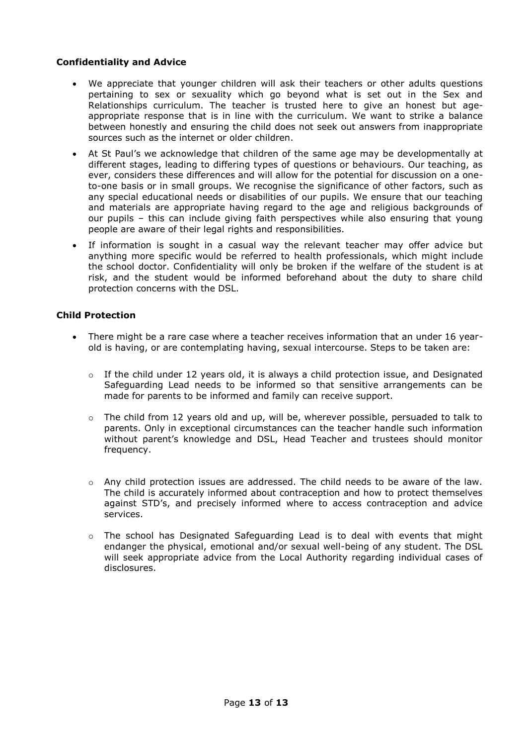**Confidentiality and Advice**

- We appreciate that younger children will ask their teachers or other adults questions pertaining to sex or sexuality which go beyond what is set out in the Sex and Relationships curriculum. The teacher is trusted here to give an honest but age-appropriate response that is in line with the curriculum. We want to strike a balance between honestly and ensuring the child does not seek out answers from inappropriate sources such as the internet or older children.
- At St Paul's we acknowledge that children of the same age may be developmentally at different stages, leading to differing types of questions or behaviours. Our teaching, as ever, considers these differences and will allow for the potential for discussion on a one-to-one basis or in small groups. We recognise the significance of other factors, such as any special educational needs or disabilities of our pupils. We ensure that our teaching and materials are appropriate having regard to the age and religious backgrounds of our pupils – this can include giving faith perspectives while also ensuring that young people are aware of their legal rights and responsibilities.
- If information is sought in a casual way the relevant teacher may offer advice but anything more specific would be referred to health professionals, which might include the school doctor. Confidentiality will only be broken if the welfare of the student is at risk, and the student would be informed beforehand about the duty to share child protection concerns with the DSL.

**Child Protection**

- There might be a rare case where a teacher receives information that an under 16 year-old is having, or are contemplating having, sexual intercourse. Steps to be taken are:
  - If the child under 12 years old, it is always a child protection issue, and Designated Safeguarding Lead needs to be informed so that sensitive arrangements can be made for parents to be informed and family can receive support.
  - The child from 12 years old and up, will be, wherever possible, persuaded to talk to parents. Only in exceptional circumstances can the teacher handle such information without parent's knowledge and DSL, Head Teacher and trustees should monitor frequency.
  - Any child protection issues are addressed. The child needs to be aware of the law. The child is accurately informed about contraception and how to protect themselves against STD's, and precisely informed where to access contraception and advice services.
  - The school has Designated Safeguarding Lead is to deal with events that might endanger the physical, emotional and/or sexual well-being of any student. The DSL will seek appropriate advice from the Local Authority regarding individual cases of disclosures.